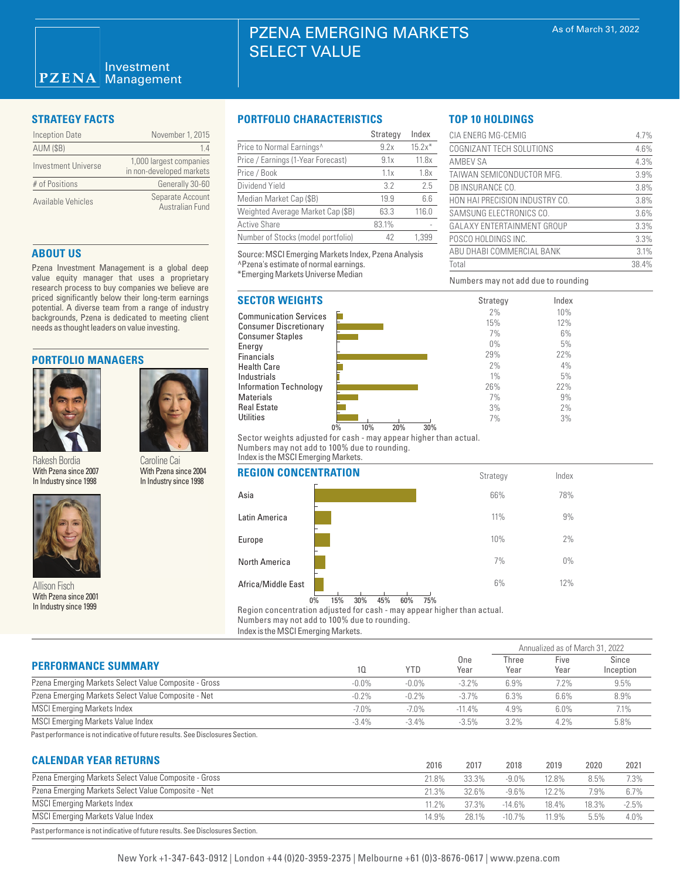# PZENA EMERGING MARKETS SELECT VALUE

As of March 31, 2022

PZENA Investment Management

## STRATEGY FACTS

| | |
|---|---|
| Inception Date | November 1, 2015 |
| AUM ($B) | 1.4 |
| Investment Universe | 1,000 largest companies in non-developed markets |
| # of Positions | Generally 30-60 |
| Available Vehicles | Separate Account Australian Fund |

## ABOUT US

Pzena Investment Management is a global deep value equity manager that uses a proprietary research process to buy companies we believe are priced significantly below their long-term earnings potential. A diverse team from a range of industry backgrounds, Pzena is dedicated to meeting client needs as thought leaders on value investing.

## PORTFOLIO MANAGERS

Rakesh Bordia
With Pzena since 2007
In Industry since 1998

Caroline Cai
With Pzena since 2004
In Industry since 1998

Allison Fisch
With Pzena since 2001
In Industry since 1999

## PORTFOLIO CHARACTERISTICS

| | Strategy | Index |
|---|---|---|
| Price to Normal Earnings^ | 9.2x | 15.2x* |
| Price / Earnings (1-Year Forecast) | 9.1x | 11.8x |
| Price / Book | 1.1x | 1.8x |
| Dividend Yield | 3.2 | 2.5 |
| Median Market Cap ($B) | 19.9 | 6.6 |
| Weighted Average Market Cap ($B) | 63.3 | 116.0 |
| Active Share | 83.1% | - |
| Number of Stocks (model portfolio) | 42 | 1,399 |

Source: MSCI Emerging Markets Index, Pzena Analysis
^Pzena's estimate of normal earnings.
*Emerging Markets Universe Median

## TOP 10 HOLDINGS

| | |
|---|---|
| CIA ENERG MG-CEMIG | 4.7% |
| COGNIZANT TECH SOLUTIONS | 4.6% |
| AMBEV SA | 4.3% |
| TAIWAN SEMICONDUCTOR MFG. | 3.9% |
| DB INSURANCE CO. | 3.8% |
| HON HAI PRECISION INDUSTRY CO. | 3.8% |
| SAMSUNG ELECTRONICS CO. | 3.6% |
| GALAXY ENTERTAINMENT GROUP | 3.3% |
| POSCO HOLDINGS INC. | 3.3% |
| ABU DHABI COMMERCIAL BANK | 3.1% |
| Total | 38.4% |

Numbers may not add due to rounding

## SECTOR WEIGHTS

| | Strategy | Index |
|---|---|---|
| Communication Services | 2% | 10% |
| Consumer Discretionary | 15% | 12% |
| Consumer Staples | 7% | 6% |
| Energy | 0% | 5% |
| Financials | 29% | 22% |
| Health Care | 2% | 4% |
| Industrials | 1% | 5% |
| Information Technology | 26% | 22% |
| Materials | 7% | 9% |
| Real Estate | 3% | 2% |
| Utilities | 7% | 3% |

Sector weights adjusted for cash - may appear higher than actual.
Numbers may not add to 100% due to rounding.
Index is the MSCI Emerging Markets.

## REGION CONCENTRATION

| | Strategy | Index |
|---|---|---|
| Asia | 66% | 78% |
| Latin America | 11% | 9% |
| Europe | 10% | 2% |
| North America | 7% | 0% |
| Africa/Middle East | 6% | 12% |

Region concentration adjusted for cash - may appear higher than actual.
Numbers may not add to 100% due to rounding.
Index is the MSCI Emerging Markets.

## PERFORMANCE SUMMARY

| | | | Annualized as of March 31, 2022 | | | |
|---|---|---|---|---|---|---|
| | 1Q | YTD | One Year | Three Year | Five Year | Since Inception |
| Pzena Emerging Markets Select Value Composite - Gross | -0.0% | -0.0% | -3.2% | 6.9% | 7.2% | 9.5% |
| Pzena Emerging Markets Select Value Composite - Net | -0.2% | -0.2% | -3.7% | 6.3% | 6.6% | 8.9% |
| MSCI Emerging Markets Index | -7.0% | -7.0% | -11.4% | 4.9% | 6.0% | 7.1% |
| MSCI Emerging Markets Value Index | -3.4% | -3.4% | -3.5% | 3.2% | 4.2% | 5.8% |

Past performance is not indicative of future results. See Disclosures Section.

## CALENDAR YEAR RETURNS

| | 2016 | 2017 | 2018 | 2019 | 2020 | 2021 |
|---|---|---|---|---|---|---|
| Pzena Emerging Markets Select Value Composite - Gross | 21.8% | 33.3% | -9.0% | 12.8% | 8.5% | 7.3% |
| Pzena Emerging Markets Select Value Composite - Net | 21.3% | 32.6% | -9.6% | 12.2% | 7.9% | 6.7% |
| MSCI Emerging Markets Index | 11.2% | 37.3% | -14.6% | 18.4% | 18.3% | -2.5% |
| MSCI Emerging Markets Value Index | 14.9% | 28.1% | -10.7% | 11.9% | 5.5% | 4.0% |

Past performance is not indicative of future results. See Disclosures Section.

New York +1-347-643-0912 | London +44 (0)20-3959-2375 | Melbourne +61 (0)3-8676-0617 | www.pzena.com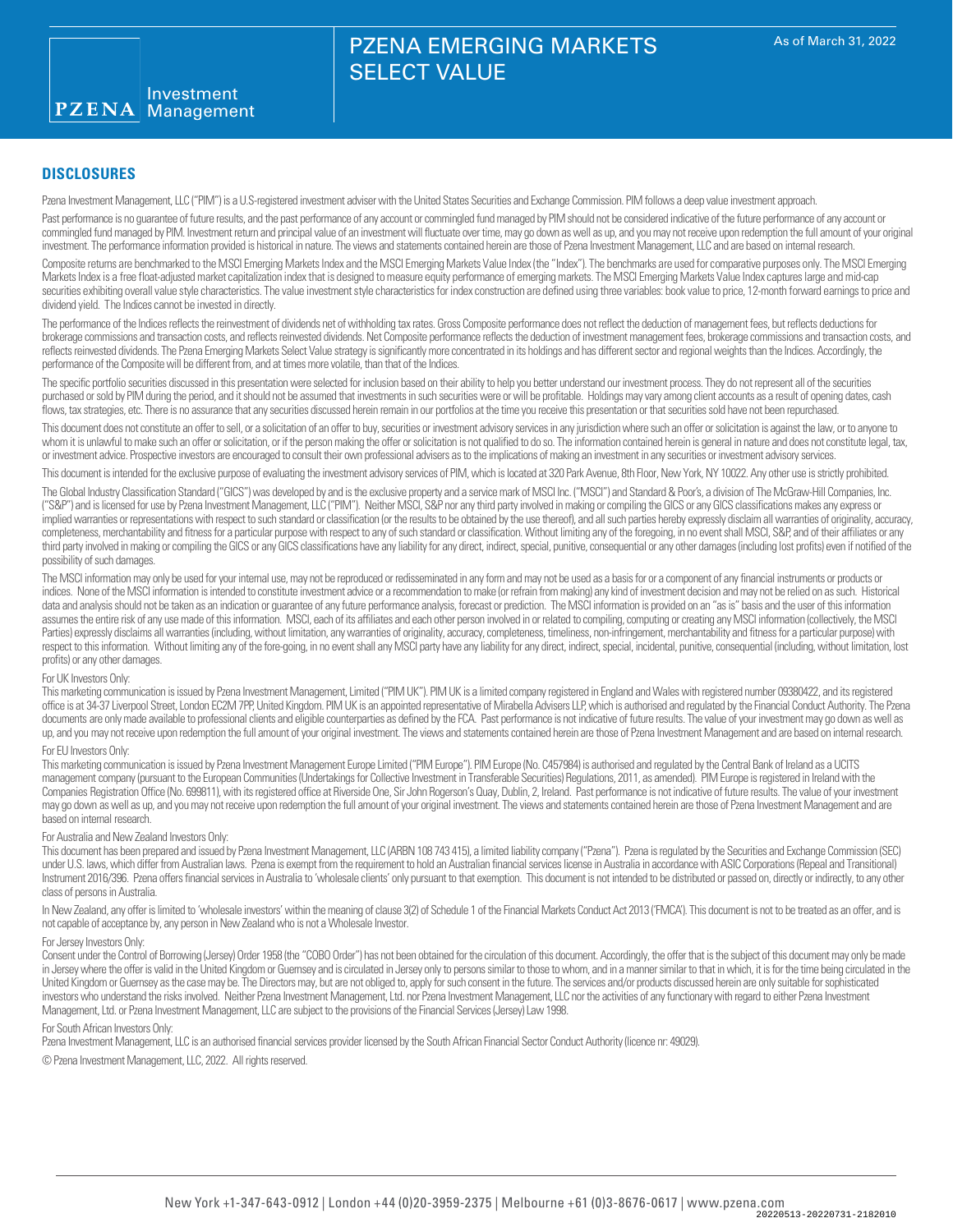## DISCLOSURES

Pzena Investment Management, LLC ("PIM") is a U.S-registered investment adviser with the United States Securities and Exchange Commission. PIM follows a deep value investment approach.

Past performance is no guarantee of future results, and the past performance of any account or commingled fund managed by PIM should not be considered indicative of the future performance of any account or commingled fund managed by PIM. Investment return and principal value of an investment will fluctuate over time, may go down as well as up, and you may not receive upon redemption the full amount of your original investment. The performance information provided is historical in nature. The views and statements contained herein are those of Pzena Investment Management, LLC and are based on internal research.

Composite returns are benchmarked to the MSCI Emerging Markets Index and the MSCI Emerging Markets Value Index (the "Index"). The benchmarks are used for comparative purposes only. The MSCI Emerging Markets Index is a free float-adjusted market capitalization index that is designed to measure equity performance of emerging markets. The MSCI Emerging Markets Value Index captures large and mid-cap securities exhibiting overall value style characteristics. The value investment style characteristics for index construction are defined using three variables: book value to price, 12-month forward earnings to price and dividend yield. The Indices cannot be invested in directly.

The performance of the Indices reflects the reinvestment of dividends net of withholding tax rates. Gross Composite performance does not reflect the deduction of management fees, but reflects deductions for brokerage commissions and transaction costs, and reflects reinvested dividends. Net Composite performance reflects the deduction of investment management fees, brokerage commissions and transaction costs, and reflects reinvested dividends. The Pzena Emerging Markets Select Value strategy is significantly more concentrated in its holdings and has different sector and regional weights than the Indices. Accordingly, the performance of the Composite will be different from, and at times more volatile, than that of the Indices.

The specific portfolio securities discussed in this presentation were selected for inclusion based on their ability to help you better understand our investment process. They do not represent all of the securities purchased or sold by PIM during the period, and it should not be assumed that investments in such securities were or will be profitable. Holdings may vary among client accounts as a result of opening dates, cash flows, tax strategies, etc. There is no assurance that any securities discussed herein remain in our portfolios at the time you receive this presentation or that securities sold have not been repurchased.

This document does not constitute an offer to sell, or a solicitation of an offer to buy, securities or investment advisory services in any jurisdiction where such an offer or solicitation is against the law, or to anyone to whom it is unlawful to make such an offer or solicitation, or if the person making the offer or solicitation is not qualified to do so. The information contained herein is general in nature and does not constitute legal, tax, or investment advice. Prospective investors are encouraged to consult their own professional advisers as to the implications of making an investment in any securities or investment advisory services.

This document is intended for the exclusive purpose of evaluating the investment advisory services of PIM, which is located at 320 Park Avenue, 8th Floor, New York, NY 10022. Any other use is strictly prohibited.

The Global Industry Classification Standard ("GICS") was developed by and is the exclusive property and a service mark of MSCI Inc. ("MSCI") and Standard & Poor's, a division of The McGraw-Hill Companies, Inc. ("S&P") and is licensed for use by Pzena Investment Management, LLC ("PIM"). Neither MSCI, S&P nor any third party involved in making or compiling the GICS or any GICS classifications makes any express or implied warranties or representations with respect to such standard or classification (or the results to be obtained by the use thereof), and all such parties hereby expressly disclaim all warranties of originality, accuracy, completeness, merchantability and fitness for a particular purpose with respect to any of such standard or classification. Without limiting any of the foregoing, in no event shall MSCI, S&P, and of their affiliates or any third party involved in making or compiling the GICS or any GICS classifications have any liability for any direct, indirect, special, punitive, consequential or any other damages (including lost profits) even if notified of the possibility of such damages.

The MSCI information may only be used for your internal use, may not be reproduced or redisseminated in any form and may not be used as a basis for or a component of any financial instruments or products or indices. None of the MSCI information is intended to constitute investment advice or a recommendation to make (or refrain from making) any kind of investment decision and may not be relied on as such. Historical data and analysis should not be taken as an indication or guarantee of any future performance analysis, forecast or prediction. The MSCI information is provided on an "as is" basis and the user of this information assumes the entire risk of any use made of this information. MSCI, each of its affiliates and each other person involved in or related to compiling, computing or creating any MSCI information (collectively, the MSCI Parties) expressly disclaims all warranties (including, without limitation, any warranties of originality, accuracy, completeness, timeliness, non-infringement, merchantability and fitness for a particular purpose) with respect to this information. Without limiting any of the fore-going, in no event shall any MSCI party have any liability for any direct, indirect, special, incidental, punitive, consequential (including, without limitation, lost profits) or any other damages.

For UK Investors Only:

This marketing communication is issued by Pzena Investment Management, Limited ("PIM UK"). PIM UK is a limited company registered in England and Wales with registered number 09380422, and its registered office is at 34-37 Liverpool Street, London EC2M 7PP, United Kingdom. PIM UK is an appointed representative of Mirabella Advisers LLP, which is authorised and regulated by the Financial Conduct Authority. The Pzena documents are only made available to professional clients and eligible counterparties as defined by the FCA. Past performance is not indicative of future results. The value of your investment may go down as well as up, and you may not receive upon redemption the full amount of your original investment. The views and statements contained herein are those of Pzena Investment Management and are based on internal research.

For EU Investors Only:

This marketing communication is issued by Pzena Investment Management Europe Limited ("PIM Europe"). PIM Europe (No. C457984) is authorised and regulated by the Central Bank of Ireland as a UCITS management company (pursuant to the European Communities (Undertakings for Collective Investment in Transferable Securities) Regulations, 2011, as amended). PIM Europe is registered in Ireland with the Companies Registration Office (No. 699811), with its registered office at Riverside One, Sir John Rogerson's Quay, Dublin, 2, Ireland. Past performance is not indicative of future results. The value of your investment may go down as well as up, and you may not receive upon redemption the full amount of your original investment. The views and statements contained herein are those of Pzena Investment Management and are based on internal research.

For Australia and New Zealand Investors Only:

This document has been prepared and issued by Pzena Investment Management, LLC (ARBN 108 743 415), a limited liability company ("Pzena"). Pzena is regulated by the Securities and Exchange Commission (SEC) under U.S. laws, which differ from Australian laws. Pzena is exempt from the requirement to hold an Australian financial services license in Australia in accordance with ASIC Corporations (Repeal and Transitional) Instrument 2016/396. Pzena offers financial services in Australia to 'wholesale clients' only pursuant to that exemption. This document is not intended to be distributed or passed on, directly or indirectly, to any other class of persons in Australia.

In New Zealand, any offer is limited to 'wholesale investors' within the meaning of clause 3(2) of Schedule 1 of the Financial Markets Conduct Act 2013 ('FMCA'). This document is not to be treated as an offer, and is not capable of acceptance by, any person in New Zealand who is not a Wholesale Investor.

For Jersey Investors Only:

Consent under the Control of Borrowing (Jersey) Order 1958 (the "COBO Order") has not been obtained for the circulation of this document. Accordingly, the offer that is the subject of this document may only be made in Jersey where the offer is valid in the United Kingdom or Guernsey and is circulated in Jersey only to persons similar to those to whom, and in a manner similar to that in which, it is for the time being circulated in the United Kingdom or Guernsey as the case may be. The Directors may, but are not obliged to, apply for such consent in the future. The services and/or products discussed herein are only suitable for sophisticated investors who understand the risks involved. Neither Pzena Investment Management, Ltd. nor Pzena Investment Management, LLC nor the activities of any functionary with regard to either Pzena Investment Management, Ltd. or Pzena Investment Management, LLC are subject to the provisions of the Financial Services (Jersey) Law 1998.

For South African Investors Only:

Pzena Investment Management, LLC is an authorised financial services provider licensed by the South African Financial Sector Conduct Authority (licence nr: 49029).

© Pzena Investment Management, LLC, 2022. All rights reserved.

New York +1-347-643-0912 | London +44 (0)20-3959-2375 | Melbourne +61 (0)3-8676-0617 | www.pzena.com

20220513-20220731-2182010